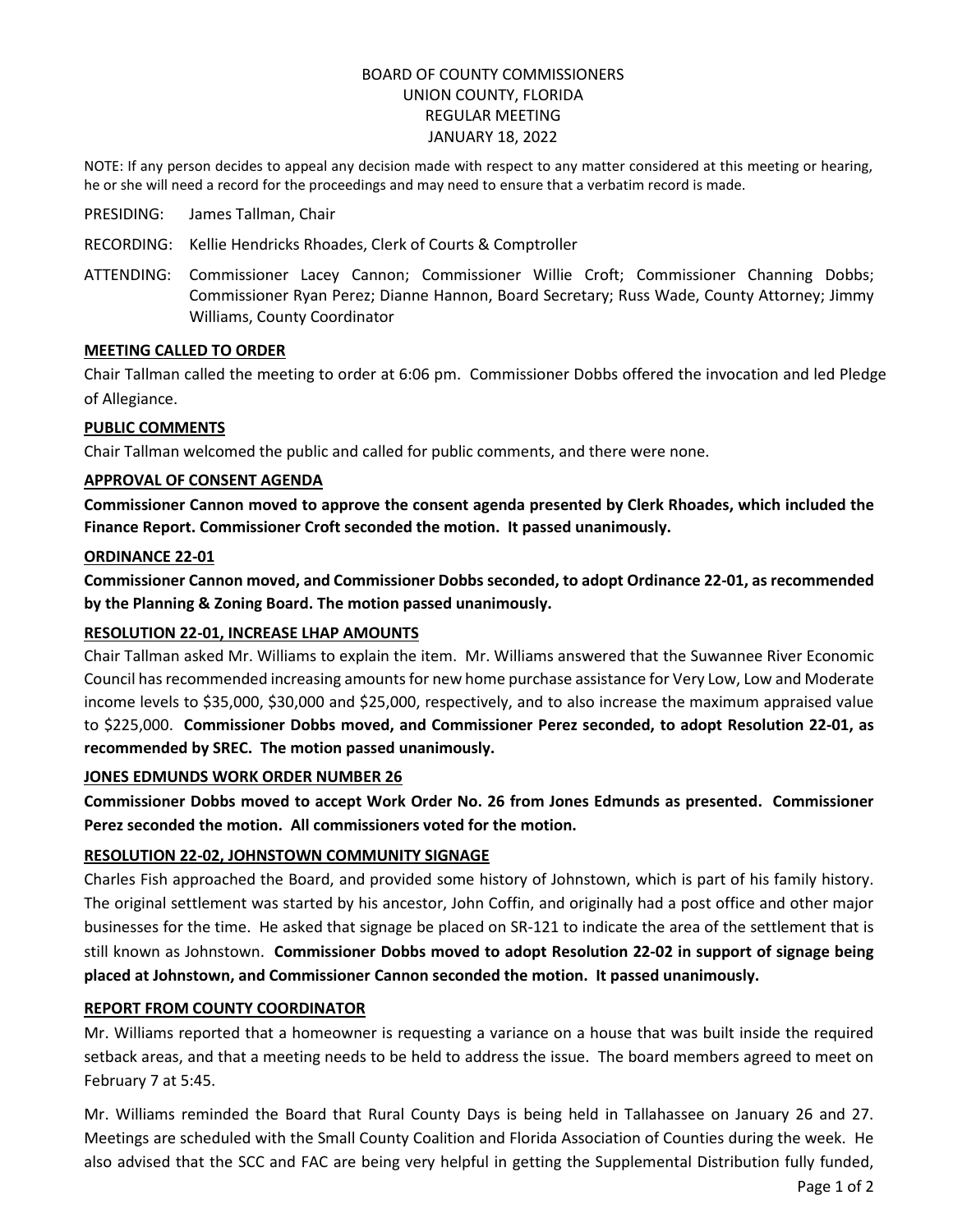# BOARD OF COUNTY COMMISSIONERS
## UNION COUNTY, FLORIDA
## REGULAR MEETING
## JANUARY 18, 2022

NOTE: If any person decides to appeal any decision made with respect to any matter considered at this meeting or hearing, he or she will need a record for the proceedings and may need to ensure that a verbatim record is made.

PRESIDING: James Tallman, Chair

RECORDING: Kellie Hendricks Rhoades, Clerk of Courts & Comptroller

ATTENDING: Commissioner Lacey Cannon; Commissioner Willie Croft; Commissioner Channing Dobbs; Commissioner Ryan Perez; Dianne Hannon, Board Secretary; Russ Wade, County Attorney; Jimmy Williams, County Coordinator

### MEETING CALLED TO ORDER

Chair Tallman called the meeting to order at 6:06 pm. Commissioner Dobbs offered the invocation and led Pledge of Allegiance.

### PUBLIC COMMENTS

Chair Tallman welcomed the public and called for public comments, and there were none.

### APPROVAL OF CONSENT AGENDA

**Commissioner Cannon moved to approve the consent agenda presented by Clerk Rhoades, which included the Finance Report. Commissioner Croft seconded the motion. It passed unanimously.**

### ORDINANCE 22-01

**Commissioner Cannon moved, and Commissioner Dobbs seconded, to adopt Ordinance 22-01, as recommended by the Planning & Zoning Board. The motion passed unanimously.**

### RESOLUTION 22-01, INCREASE LHAP AMOUNTS

Chair Tallman asked Mr. Williams to explain the item. Mr. Williams answered that the Suwannee River Economic Council has recommended increasing amounts for new home purchase assistance for Very Low, Low and Moderate income levels to $35,000, $30,000 and $25,000, respectively, and to also increase the maximum appraised value to $225,000. **Commissioner Dobbs moved, and Commissioner Perez seconded, to adopt Resolution 22-01, as recommended by SREC. The motion passed unanimously.**

### JONES EDMUNDS WORK ORDER NUMBER 26

**Commissioner Dobbs moved to accept Work Order No. 26 from Jones Edmunds as presented. Commissioner Perez seconded the motion. All commissioners voted for the motion.**

### RESOLUTION 22-02, JOHNSTOWN COMMUNITY SIGNAGE

Charles Fish approached the Board, and provided some history of Johnstown, which is part of his family history. The original settlement was started by his ancestor, John Coffin, and originally had a post office and other major businesses for the time. He asked that signage be placed on SR-121 to indicate the area of the settlement that is still known as Johnstown. **Commissioner Dobbs moved to adopt Resolution 22-02 in support of signage being placed at Johnstown, and Commissioner Cannon seconded the motion. It passed unanimously.**

### REPORT FROM COUNTY COORDINATOR

Mr. Williams reported that a homeowner is requesting a variance on a house that was built inside the required setback areas, and that a meeting needs to be held to address the issue. The board members agreed to meet on February 7 at 5:45.

Mr. Williams reminded the Board that Rural County Days is being held in Tallahassee on January 26 and 27. Meetings are scheduled with the Small County Coalition and Florida Association of Counties during the week. He also advised that the SCC and FAC are being very helpful in getting the Supplemental Distribution fully funded,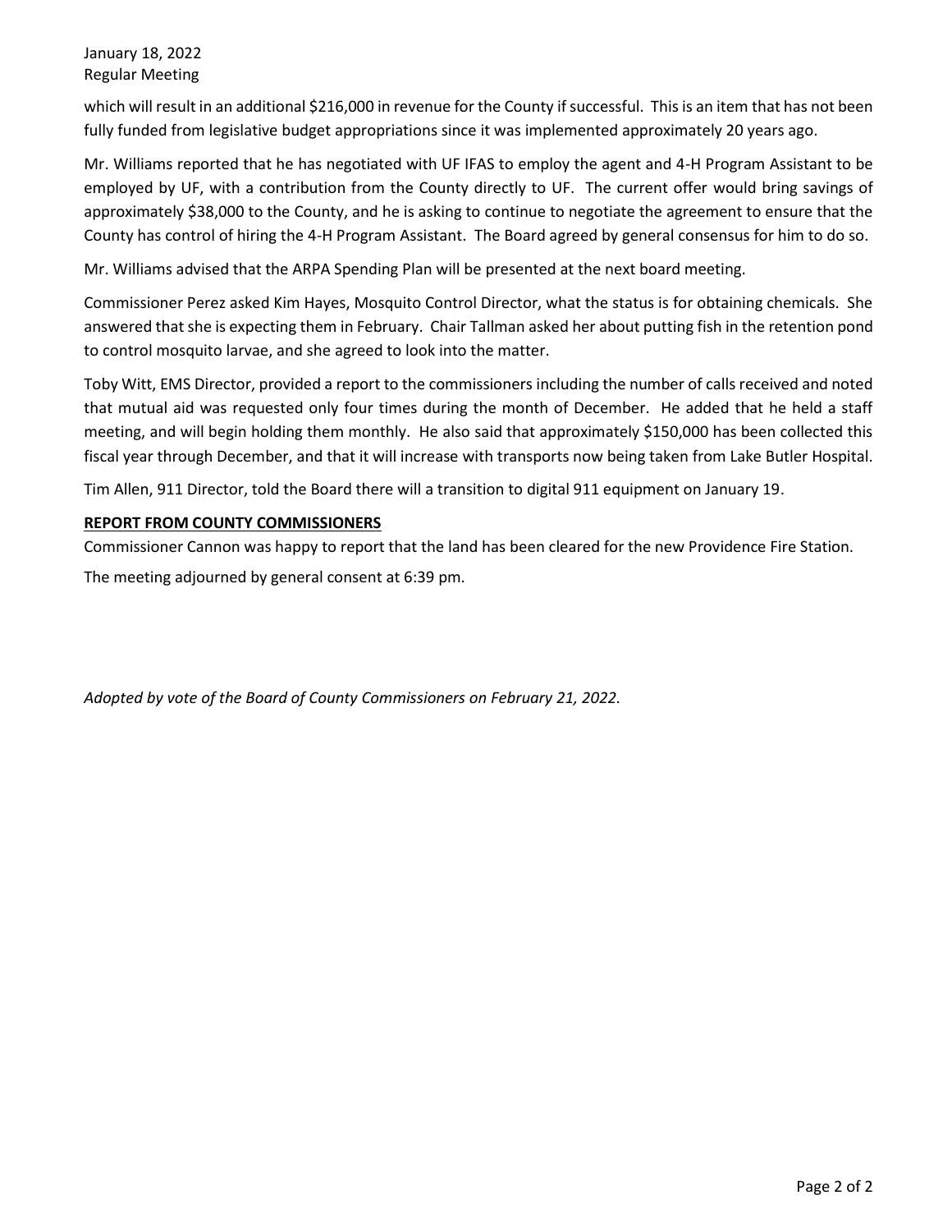which will result in an additional $216,000 in revenue for the County if successful. This is an item that has not been fully funded from legislative budget appropriations since it was implemented approximately 20 years ago.

Mr. Williams reported that he has negotiated with UF IFAS to employ the agent and 4-H Program Assistant to be employed by UF, with a contribution from the County directly to UF. The current offer would bring savings of approximately $38,000 to the County, and he is asking to continue to negotiate the agreement to ensure that the County has control of hiring the 4-H Program Assistant. The Board agreed by general consensus for him to do so.

Mr. Williams advised that the ARPA Spending Plan will be presented at the next board meeting.

Commissioner Perez asked Kim Hayes, Mosquito Control Director, what the status is for obtaining chemicals. She answered that she is expecting them in February. Chair Tallman asked her about putting fish in the retention pond to control mosquito larvae, and she agreed to look into the matter.

Toby Witt, EMS Director, provided a report to the commissioners including the number of calls received and noted that mutual aid was requested only four times during the month of December. He added that he held a staff meeting, and will begin holding them monthly. He also said that approximately $150,000 has been collected this fiscal year through December, and that it will increase with transports now being taken from Lake Butler Hospital.

Tim Allen, 911 Director, told the Board there will a transition to digital 911 equipment on January 19.

**REPORT FROM COUNTY COMMISSIONERS**

Commissioner Cannon was happy to report that the land has been cleared for the new Providence Fire Station.

The meeting adjourned by general consent at 6:39 pm.

*Adopted by vote of the Board of County Commissioners on February 21, 2022.*